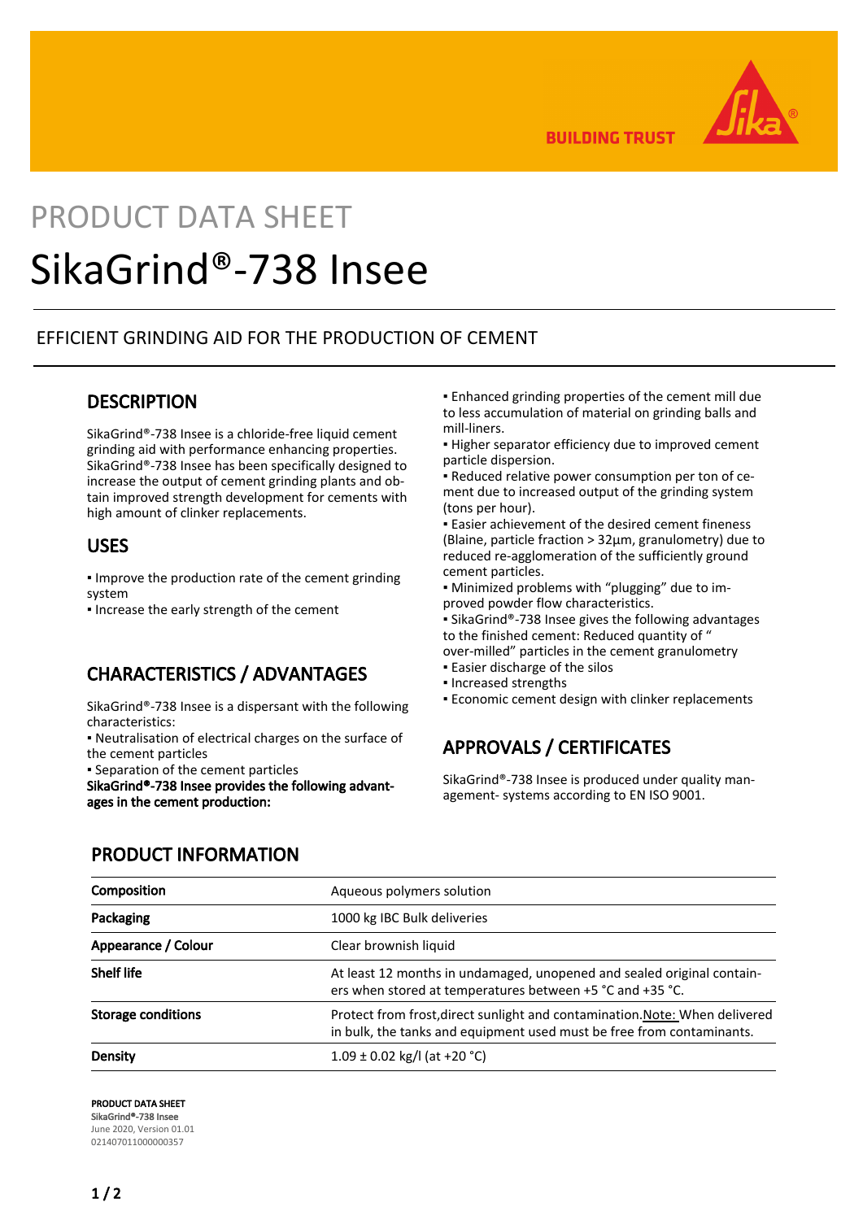BUILDING TRUST

PRODUCT DATA SHEET

# SikaGrind®-738 Insee

## EFFICIENT GRINDING AID FOR THE PRODUCTION OF CEMENT

## DESCRIPTION

SikaGrind®-738 Insee is a chloride-free liquid cement grinding aid with performance enhancing properties. SikaGrind®-738 Insee has been specifically designed to increase the output of cement grinding plants and obtain improved strength development for cements with high amount of clinker replacements.

## USES

- Improve the production rate of the cement grinding system
- Increase the early strength of the cement

## CHARACTERISTICS / ADVANTAGES

SikaGrind®-738 Insee is a dispersant with the following characteristics:

- Neutralisation of electrical charges on the surface of the cement particles
- Separation of the cement particles

**SikaGrind®-738 Insee provides the following advantages in the cement production:**

- Enhanced grinding properties of the cement mill due to less accumulation of material on grinding balls and mill-liners.
- Higher separator efficiency due to improved cement particle dispersion.
- Reduced relative power consumption per ton of cement due to increased output of the grinding system (tons per hour).
- Easier achievement of the desired cement fineness (Blaine, particle fraction > 32µm, granulometry) due to reduced re-agglomeration of the sufficiently ground cement particles.
- Minimized problems with "plugging" due to improved powder flow characteristics.
- SikaGrind®-738 Insee gives the following advantages to the finished cement: Reduced quantity of " over-milled" particles in the cement granulometry
- Easier discharge of the silos
- Increased strengths
- Economic cement design with clinker replacements

## APPROVALS / CERTIFICATES

SikaGrind®-738 Insee is produced under quality management- systems according to EN ISO 9001.

## PRODUCT INFORMATION

| | |
|---|---|
| **Composition** | Aqueous polymers solution |
| **Packaging** | 1000 kg IBC Bulk deliveries |
| **Appearance / Colour** | Clear brownish liquid |
| **Shelf life** | At least 12 months in undamaged, unopened and sealed original containers when stored at temperatures between +5 °C and +35 °C. |
| **Storage conditions** | Protect from frost,direct sunlight and contamination.Note: When delivered in bulk, the tanks and equipment used must be free from contaminants. |
| **Density** | 1.09 ± 0.02 kg/l (at +20 °C) |

**PRODUCT DATA SHEET**
**SikaGrind®-738 Insee**
June 2020, Version 01.01
021407011000000357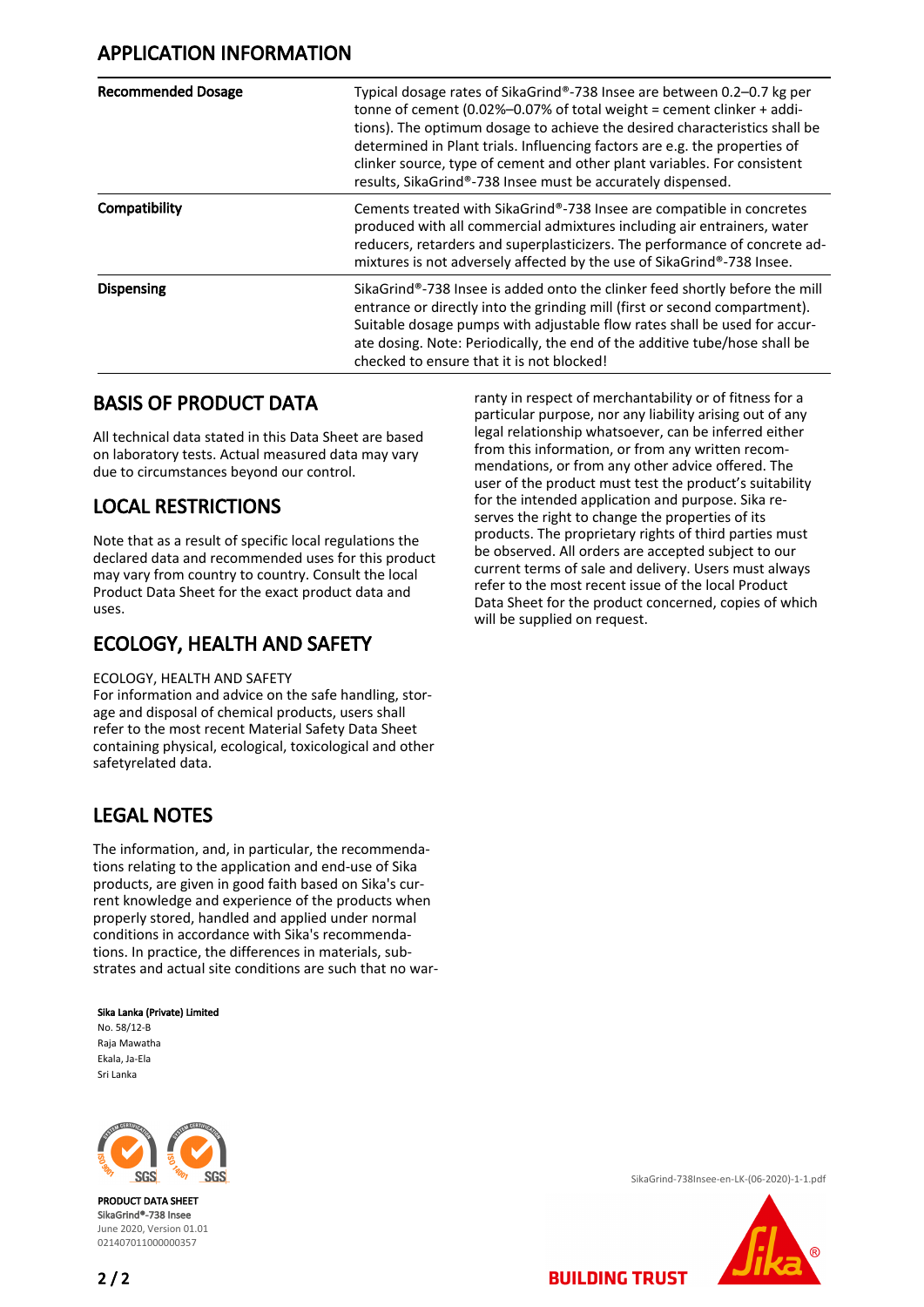## APPLICATION INFORMATION

| | |
|---|---|
| **Recommended Dosage** | Typical dosage rates of SikaGrind®-738 Insee are between 0.2–0.7 kg per tonne of cement (0.02%–0.07% of total weight = cement clinker + additions). The optimum dosage to achieve the desired characteristics shall be determined in Plant trials. Influencing factors are e.g. the properties of clinker source, type of cement and other plant variables. For consistent results, SikaGrind®-738 Insee must be accurately dispensed. |
| **Compatibility** | Cements treated with SikaGrind®-738 Insee are compatible in concretes produced with all commercial admixtures including air entrainers, water reducers, retarders and superplasticizers. The performance of concrete admixtures is not adversely affected by the use of SikaGrind®-738 Insee. |
| **Dispensing** | SikaGrind®-738 Insee is added onto the clinker feed shortly before the mill entrance or directly into the grinding mill (first or second compartment). Suitable dosage pumps with adjustable flow rates shall be used for accurate dosing. Note: Periodically, the end of the additive tube/hose shall be checked to ensure that it is not blocked! |

## BASIS OF PRODUCT DATA

All technical data stated in this Data Sheet are based on laboratory tests. Actual measured data may vary due to circumstances beyond our control.

## LOCAL RESTRICTIONS

Note that as a result of specific local regulations the declared data and recommended uses for this product may vary from country to country. Consult the local Product Data Sheet for the exact product data and uses.

## ECOLOGY, HEALTH AND SAFETY

ECOLOGY, HEALTH AND SAFETY
For information and advice on the safe handling, storage and disposal of chemical products, users shall refer to the most recent Material Safety Data Sheet containing physical, ecological, toxicological and other safetyrelated data.

## LEGAL NOTES

The information, and, in particular, the recommendations relating to the application and end-use of Sika products, are given in good faith based on Sika's current knowledge and experience of the products when properly stored, handled and applied under normal conditions in accordance with Sika's recommendations. In practice, the differences in materials, substrates and actual site conditions are such that no warranty in respect of merchantability or of fitness for a particular purpose, nor any liability arising out of any legal relationship whatsoever, can be inferred either from this information, or from any written recommendations, or from any other advice offered. The user of the product must test the product's suitability for the intended application and purpose. Sika reserves the right to change the properties of its products. The proprietary rights of third parties must be observed. All orders are accepted subject to our current terms of sale and delivery. Users must always refer to the most recent issue of the local Product Data Sheet for the product concerned, copies of which will be supplied on request.

**Sika Lanka (Private) Limited**
No. 58/12-B
Raja Mawatha
Ekala, Ja-Ela
Sri Lanka

**PRODUCT DATA SHEET**
**SikaGrind®-738 Insee**
June 2020, Version 01.01
021407011000000357

SikaGrind-738Insee-en-LK-(06-2020)-1-1.pdf

BUILDING TRUST